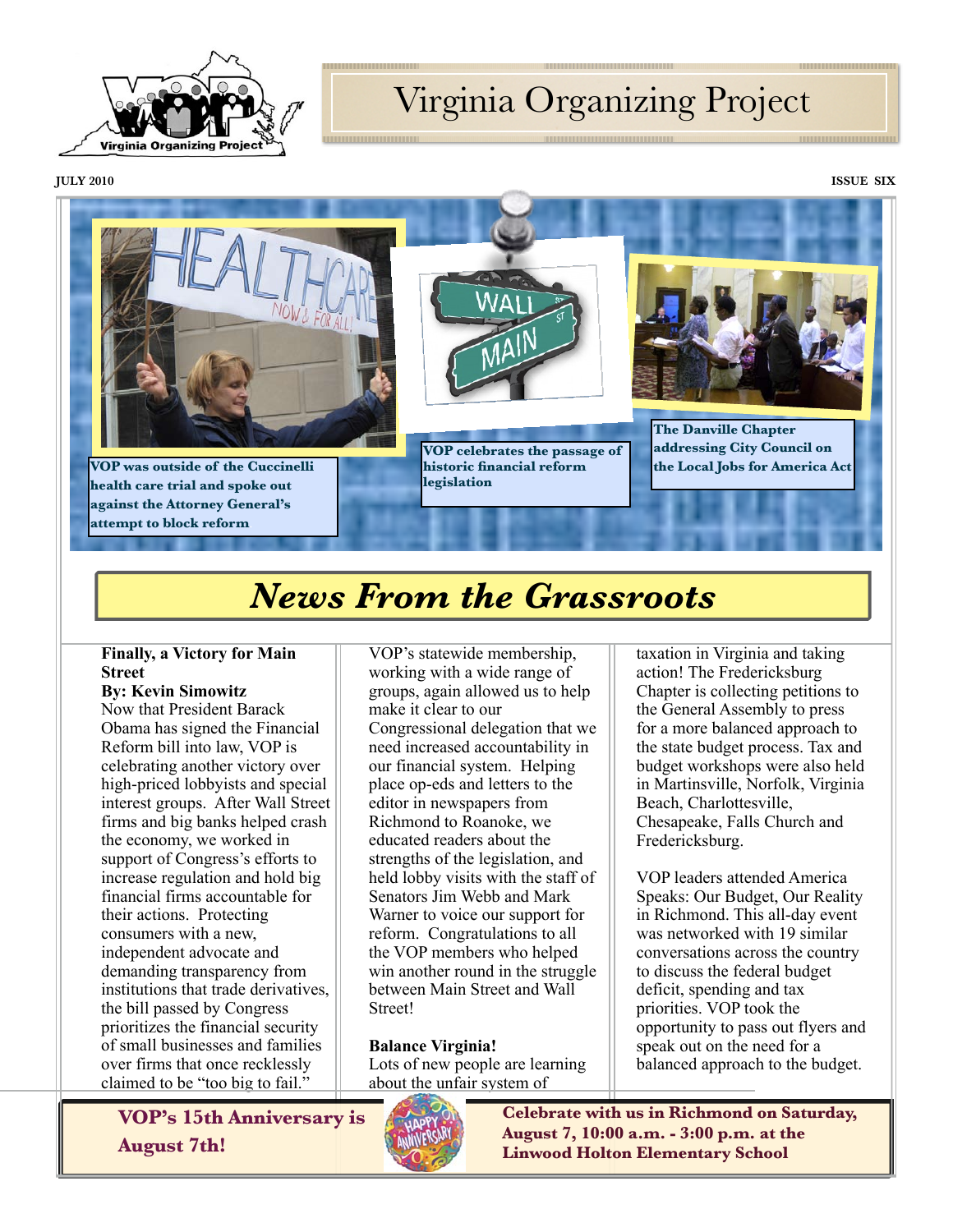# Virginia Organizing Project

JULY 2010 ISSUE SIX

VOP was outside of the Cuccinelli health care trial and spoke out against the Attorney General's attempt to block reform

VOP celebrates the passage of historic financial reform legislation

The Danville Chapter addressing City Council on the Local Jobs for America Act

## *News From the Grassroots*

### Finally, a Victory for Main Street

**By: Kevin Simowitz**

Now that President Barack Obama has signed the Financial Reform bill into law, VOP is celebrating another victory over high-priced lobbyists and special interest groups. After Wall Street firms and big banks helped crash the economy, we worked in support of Congress's efforts to increase regulation and hold big financial firms accountable for their actions. Protecting consumers with a new, independent advocate and demanding transparency from institutions that trade derivatives, the bill passed by Congress prioritizes the financial security of small businesses and families over firms that once recklessly claimed to be "too big to fail." VOP's statewide membership, working with a wide range of groups, again allowed us to help make it clear to our Congressional delegation that we need increased accountability in our financial system. Helping place op-eds and letters to the editor in newspapers from Richmond to Roanoke, we educated readers about the strengths of the legislation, and held lobby visits with the staff of Senators Jim Webb and Mark Warner to voice our support for reform. Congratulations to all the VOP members who helped win another round in the struggle between Main Street and Wall Street!

### Balance Virginia!

Lots of new people are learning about the unfair system of taxation in Virginia and taking action! The Fredericksburg Chapter is collecting petitions to the General Assembly to press for a more balanced approach to the state budget process. Tax and budget workshops were also held in Martinsville, Norfolk, Virginia Beach, Charlottesville, Chesapeake, Falls Church and Fredericksburg.

VOP leaders attended America Speaks: Our Budget, Our Reality in Richmond. This all-day event was networked with 19 similar conversations across the country to discuss the federal budget deficit, spending and tax priorities. VOP took the opportunity to pass out flyers and speak out on the need for a balanced approach to the budget.

**VOP's 15th Anniversary is August 7th!**

**Celebrate with us in Richmond on Saturday, August 7, 10:00 a.m. - 3:00 p.m. at the Linwood Holton Elementary School**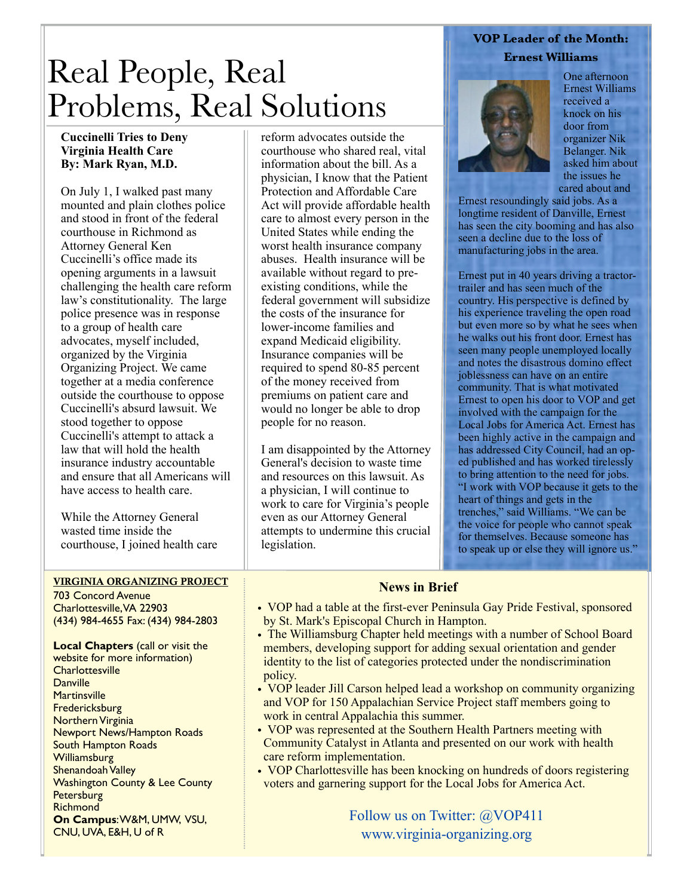# Real People, Real Problems, Real Solutions

**Cuccinelli Tries to Deny Virginia Health Care**
**By: Mark Ryan, M.D.**

On July 1, I walked past many mounted and plain clothes police and stood in front of the federal courthouse in Richmond as Attorney General Ken Cuccinelli's office made its opening arguments in a lawsuit challenging the health care reform law's constitutionality. The large police presence was in response to a group of health care advocates, myself included, organized by the Virginia Organizing Project. We came together at a media conference outside the courthouse to oppose Cuccinelli's absurd lawsuit. We stood together to oppose Cuccinelli's attempt to attack a law that will hold the health insurance industry accountable and ensure that all Americans will have access to health care.

While the Attorney General wasted time inside the courthouse, I joined health care reform advocates outside the courthouse who shared real, vital information about the bill. As a physician, I know that the Patient Protection and Affordable Care Act will provide affordable health care to almost every person in the United States while ending the worst health insurance company abuses. Health insurance will be available without regard to pre-existing conditions, while the federal government will subsidize the costs of the insurance for lower-income families and expand Medicaid eligibility. Insurance companies will be required to spend 80-85 percent of the money received from premiums on patient care and would no longer be able to drop people for no reason.

I am disappointed by the Attorney General's decision to waste time and resources on this lawsuit. As a physician, I will continue to work to care for Virginia's people even as our Attorney General attempts to undermine this crucial legislation.

**VOP Leader of the Month: Ernest Williams**

One afternoon Ernest Williams received a knock on his door from organizer Nik Belanger. Nik asked him about the issues he cared about and Ernest resoundingly said jobs. As a longtime resident of Danville, Ernest has seen the city booming and has also seen a decline due to the loss of manufacturing jobs in the area.

Ernest put in 40 years driving a tractor-trailer and has seen much of the country. His perspective is defined by his experience traveling the open road but even more so by what he sees when he walks out his front door. Ernest has seen many people unemployed locally and notes the disastrous domino effect joblessness can have on an entire community. That is what motivated Ernest to open his door to VOP and get involved with the campaign for the Local Jobs for America Act. Ernest has been highly active in the campaign and has addressed City Council, had an op-ed published and has worked tirelessly to bring attention to the need for jobs. "I work with VOP because it gets to the heart of things and gets in the trenches," said Williams. "We can be the voice for people who cannot speak for themselves. Because someone has to speak up or else they will ignore us."

**VIRGINIA ORGANIZING PROJECT**
703 Concord Avenue
Charlottesville, VA 22903
(434) 984-4655 Fax: (434) 984-2803

**Local Chapters** (call or visit the website for more information)
Charlottesville
Danville
Martinsville
Fredericksburg
Northern Virginia
Newport News/Hampton Roads
South Hampton Roads
Williamsburg
Shenandoah Valley
Washington County & Lee County
Petersburg
Richmond
**On Campus**: W&M, UMW, VSU, CNU, UVA, E&H, U of R

## News in Brief

- VOP had a table at the first-ever Peninsula Gay Pride Festival, sponsored by St. Mark's Episcopal Church in Hampton.
- The Williamsburg Chapter held meetings with a number of School Board members, developing support for adding sexual orientation and gender identity to the list of categories protected under the nondiscrimination policy.
- VOP leader Jill Carson helped lead a workshop on community organizing and VOP for 150 Appalachian Service Project staff members going to work in central Appalachia this summer.
- VOP was represented at the Southern Health Partners meeting with Community Catalyst in Atlanta and presented on our work with health care reform implementation.
- VOP Charlottesville has been knocking on hundreds of doors registering voters and garnering support for the Local Jobs for America Act.

Follow us on Twitter: @VOP411
www.virginia-organizing.org